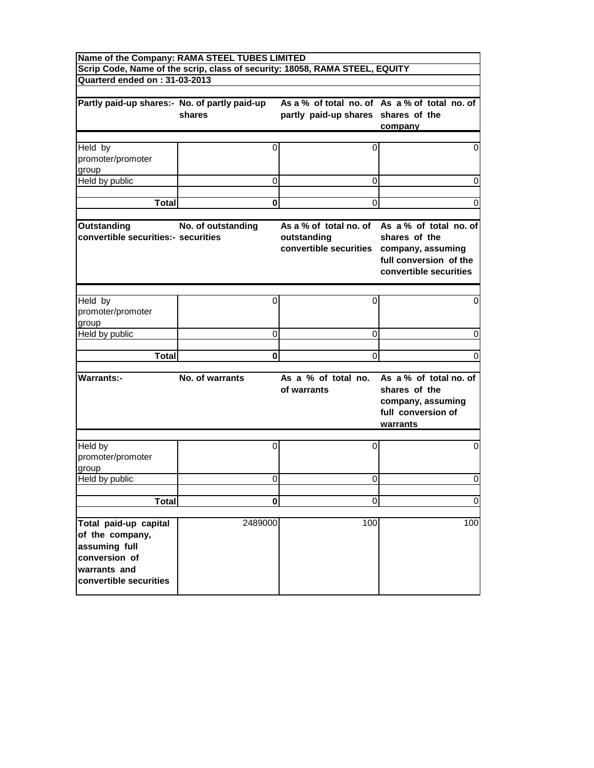**Name of the Company: RAMA STEEL TUBES LIMITED**

**Scrip Code, Name of the scrip, class of security: 18058, RAMA STEEL, EQUITY**

**Quarterd ended on : 31-03-2013**

| Partly paid-up shares:- | No. of partly paid-up shares | As a % of total no. of partly paid-up shares | As a % of total no. of shares of the company |
|---|---|---|---|
| Held by promoter/promoter group | 0 | 0 | 0 |
| Held by public | 0 | 0 | 0 |
| **Total** | **0** | 0 | 0 |

| Outstanding convertible securities:- | No. of outstanding securities | As a % of total no. of outstanding convertible securities | As a % of total no. of shares of the company, assuming full conversion of the convertible securities |
|---|---|---|---|
| Held by promoter/promoter group | 0 | 0 | 0 |
| Held by public | 0 | 0 | 0 |
| **Total** | **0** | 0 | 0 |

| Warrants:- | No. of warrants | As a % of total no. of warrants | As a % of total no. of shares of the company, assuming full conversion of warrants |
|---|---|---|---|
| Held by promoter/promoter group | 0 | 0 | 0 |
| Held by public | 0 | 0 | 0 |
| **Total** | **0** | 0 | 0 |
| **Total paid-up capital of the company, assuming full conversion of warrants and convertible securities** | 2489000 | 100 | 100 |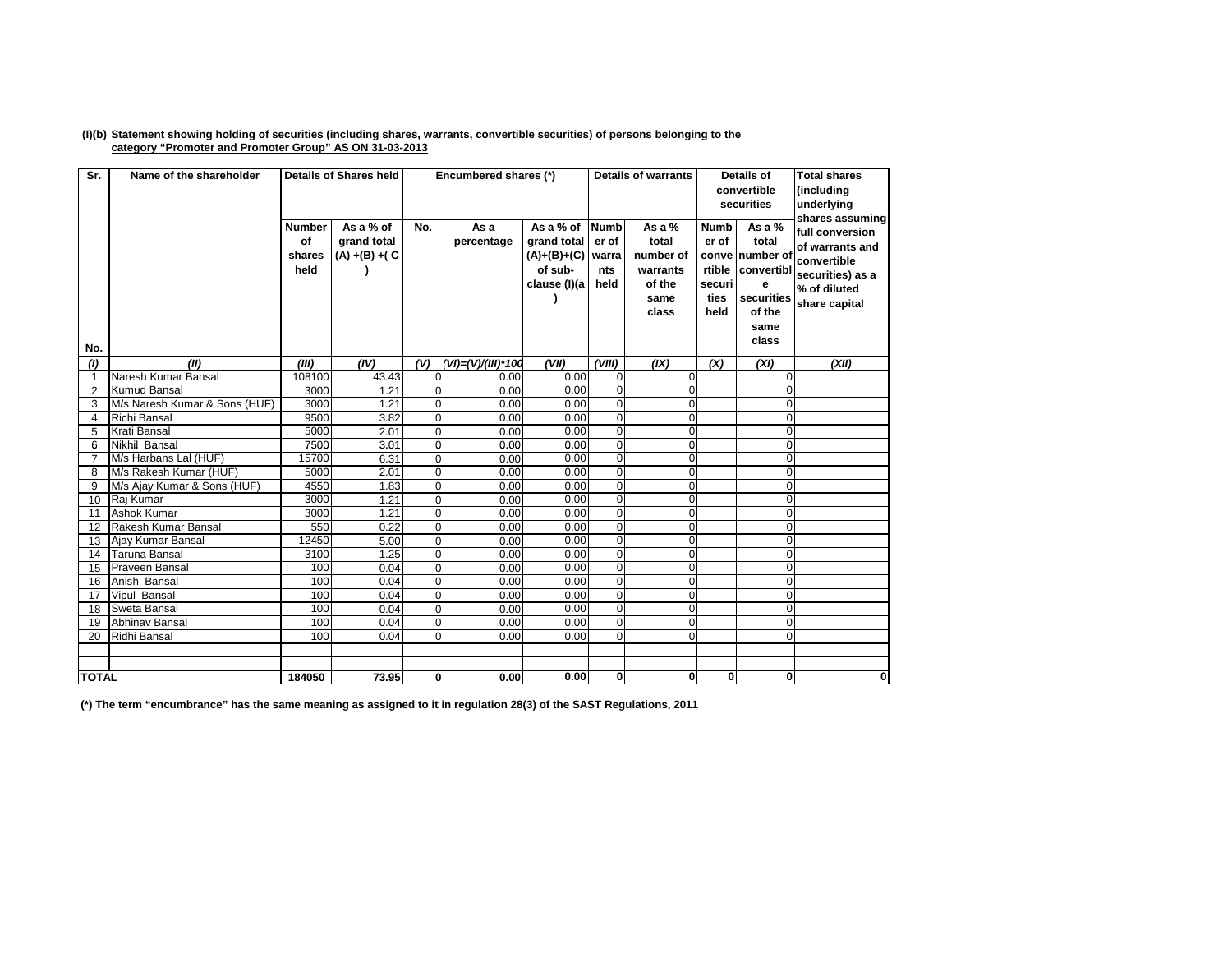**(I)(b) Statement showing holding of securities (including shares, warrants, convertible securities) of persons belonging to the category "Promoter and Promoter Group" AS ON 31-03-2013**

| Sr. No. | Name of the shareholder | Details of Shares held | | Encumbered shares (*) | | | Details of warrants | | Details of convertible securities | | Total shares (including underlying shares assuming full conversion of warrants and convertible securities) as a % of diluted share capital |
|---|---|---|---|---|---|---|---|---|---|---|---|
| | | Number of shares held | As a % of grand total (A) +(B) +( C ) | No. | As a percentage | As a % of grand total (A)+(B)+(C) of sub-clause (I)(a ) | Number of warrants held | As a % total number of warrants of the same class | Number of convertible securities held | As a % total number of convertible securities of the same class | |
| (I) | (II) | (III) | (IV) | (V) | (VI)=(V)/(III)*100 | (VII) | (VIII) | (IX) | (X) | (XI) | (XII) |
| 1 | Naresh Kumar Bansal | 108100 | 43.43 | 0 | 0.00 | 0.00 | 0 | 0 | | 0 | |
| 2 | Kumud Bansal | 3000 | 1.21 | 0 | 0.00 | 0.00 | 0 | 0 | | 0 | |
| 3 | M/s Naresh Kumar & Sons (HUF) | 3000 | 1.21 | 0 | 0.00 | 0.00 | 0 | 0 | | 0 | |
| 4 | Richi Bansal | 9500 | 3.82 | 0 | 0.00 | 0.00 | 0 | 0 | | 0 | |
| 5 | Krati Bansal | 5000 | 2.01 | 0 | 0.00 | 0.00 | 0 | 0 | | 0 | |
| 6 | Nikhil Bansal | 7500 | 3.01 | 0 | 0.00 | 0.00 | 0 | 0 | | 0 | |
| 7 | M/s Harbans Lal (HUF) | 15700 | 6.31 | 0 | 0.00 | 0.00 | 0 | 0 | | 0 | |
| 8 | M/s Rakesh Kumar (HUF) | 5000 | 2.01 | 0 | 0.00 | 0.00 | 0 | 0 | | 0 | |
| 9 | M/s Ajay Kumar & Sons (HUF) | 4550 | 1.83 | 0 | 0.00 | 0.00 | 0 | 0 | | 0 | |
| 10 | Raj Kumar | 3000 | 1.21 | 0 | 0.00 | 0.00 | 0 | 0 | | 0 | |
| 11 | Ashok Kumar | 3000 | 1.21 | 0 | 0.00 | 0.00 | 0 | 0 | | 0 | |
| 12 | Rakesh Kumar Bansal | 550 | 0.22 | 0 | 0.00 | 0.00 | 0 | 0 | | 0 | |
| 13 | Ajay Kumar Bansal | 12450 | 5.00 | 0 | 0.00 | 0.00 | 0 | 0 | | 0 | |
| 14 | Taruna Bansal | 3100 | 1.25 | 0 | 0.00 | 0.00 | 0 | 0 | | 0 | |
| 15 | Praveen Bansal | 100 | 0.04 | 0 | 0.00 | 0.00 | 0 | 0 | | 0 | |
| 16 | Anish Bansal | 100 | 0.04 | 0 | 0.00 | 0.00 | 0 | 0 | | 0 | |
| 17 | Vipul Bansal | 100 | 0.04 | 0 | 0.00 | 0.00 | 0 | 0 | | 0 | |
| 18 | Sweta Bansal | 100 | 0.04 | 0 | 0.00 | 0.00 | 0 | 0 | | 0 | |
| 19 | Abhinav Bansal | 100 | 0.04 | 0 | 0.00 | 0.00 | 0 | 0 | | 0 | |
| 20 | Ridhi Bansal | 100 | 0.04 | 0 | 0.00 | 0.00 | 0 | 0 | | 0 | |
| | | | | | | | | | | | |
| | | | | | | | | | | | |
| **TOTAL** | | **184050** | **73.95** | **0** | **0.00** | **0.00** | **0** | **0** | **0** | **0** | **0** |

**(*) The term "encumbrance" has the same meaning as assigned to it in regulation 28(3) of the SAST Regulations, 2011**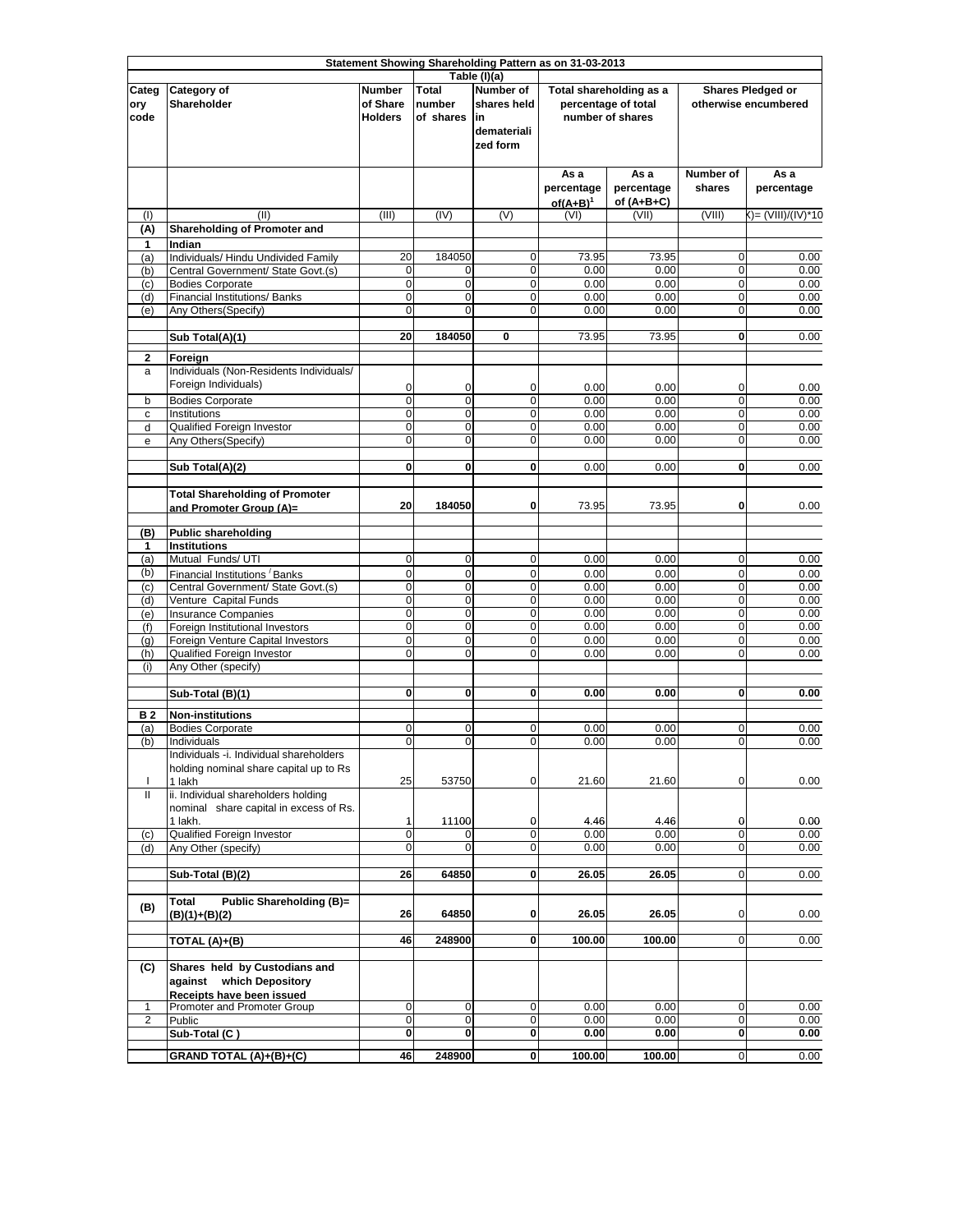| Statement Showing Shareholding Pattern as on 31-03-2013 | | | | | | | | |
|---|---|---|---|---|---|---|---|---|
| Table (I)(a) | | | | | | | | |
| Category code | Category of Shareholder | Number of Share Holders | Total number of shares | Number of shares held in dematerialized form | Total shareholding as a percentage of total number of shares | | Shares Pledged or otherwise encumbered | |
| | | | | | As a percentage of(A+B)[1] | As a percentage of (A+B+C) | Number of shares | As a percentage |
| (I) | (II) | (III) | (IV) | (V) | (VI) | (VII) | (VIII) | (IX)= (VIII)/(IV)*100 |
| (A) | **Shareholding of Promoter and** | | | | | | | |
| 1 | **Indian** | | | | | | | |
| (a) | Individuals/ Hindu Undivided Family | 20 | 184050 | 0 | 73.95 | 73.95 | 0 | 0.00 |
| (b) | Central Government/ State Govt.(s) | 0 | 0 | 0 | 0.00 | 0.00 | 0 | 0.00 |
| (c) | Bodies Corporate | 0 | 0 | 0 | 0.00 | 0.00 | 0 | 0.00 |
| (d) | Financial Institutions/ Banks | 0 | 0 | 0 | 0.00 | 0.00 | 0 | 0.00 |
| (e) | Any Others(Specify) | 0 | 0 | 0 | 0.00 | 0.00 | 0 | 0.00 |
| | **Sub Total(A)(1)** | **20** | **184050** | **0** | 73.95 | 73.95 | **0** | 0.00 |
| 2 | **Foreign** | | | | | | | |
| a | Individuals (Non-Residents Individuals/ Foreign Individuals) | 0 | 0 | 0 | 0.00 | 0.00 | 0 | 0.00 |
| b | Bodies Corporate | 0 | 0 | 0 | 0.00 | 0.00 | 0 | 0.00 |
| c | Institutions | 0 | 0 | 0 | 0.00 | 0.00 | 0 | 0.00 |
| d | Qualified Foreign Investor | 0 | 0 | 0 | 0.00 | 0.00 | 0 | 0.00 |
| e | Any Others(Specify) | 0 | 0 | 0 | 0.00 | 0.00 | 0 | 0.00 |
| | **Sub Total(A)(2)** | **0** | **0** | **0** | 0.00 | 0.00 | **0** | 0.00 |
| | **Total Shareholding of Promoter and Promoter Group (A)=** | **20** | **184050** | **0** | 73.95 | 73.95 | **0** | 0.00 |
| (B) | **Public shareholding** | | | | | | | |
| 1 | **Institutions** | | | | | | | |
| (a) | Mutual Funds/ UTI | 0 | 0 | 0 | 0.00 | 0.00 | 0 | 0.00 |
| (b) | Financial Institutions / Banks | 0 | 0 | 0 | 0.00 | 0.00 | 0 | 0.00 |
| (c) | Central Government/ State Govt.(s) | 0 | 0 | 0 | 0.00 | 0.00 | 0 | 0.00 |
| (d) | Venture Capital Funds | 0 | 0 | 0 | 0.00 | 0.00 | 0 | 0.00 |
| (e) | Insurance Companies | 0 | 0 | 0 | 0.00 | 0.00 | 0 | 0.00 |
| (f) | Foreign Institutional Investors | 0 | 0 | 0 | 0.00 | 0.00 | 0 | 0.00 |
| (g) | Foreign Venture Capital Investors | 0 | 0 | 0 | 0.00 | 0.00 | 0 | 0.00 |
| (h) | Qualified Foreign Investor | 0 | 0 | 0 | 0.00 | 0.00 | 0 | 0.00 |
| (i) | Any Other (specify) | | | | | | | |
| | **Sub-Total (B)(1)** | **0** | **0** | **0** | **0.00** | **0.00** | **0** | **0.00** |
| B 2 | **Non-institutions** | | | | | | | |
| (a) | Bodies Corporate | 0 | 0 | 0 | 0.00 | 0.00 | 0 | 0.00 |
| (b) | Individuals | 0 | 0 | 0 | 0.00 | 0.00 | 0 | 0.00 |
| I | Individuals -i. Individual shareholders holding nominal share capital up to Rs 1 lakh | 25 | 53750 | 0 | 21.60 | 21.60 | 0 | 0.00 |
| II | ii. Individual shareholders holding nominal share capital in excess of Rs. 1 lakh. | 1 | 11100 | 0 | 4.46 | 4.46 | 0 | 0.00 |
| (c) | Qualified Foreign Investor | 0 | 0 | 0 | 0.00 | 0.00 | 0 | 0.00 |
| (d) | Any Other (specify) | 0 | 0 | 0 | 0.00 | 0.00 | 0 | 0.00 |
| | **Sub-Total (B)(2)** | **26** | **64850** | **0** | **26.05** | **26.05** | 0 | 0.00 |
| (B) | **Total Public Shareholding (B)= (B)(1)+(B)(2)** | **26** | **64850** | **0** | **26.05** | **26.05** | 0 | 0.00 |
| | **TOTAL (A)+(B)** | **46** | **248900** | **0** | **100.00** | **100.00** | 0 | 0.00 |
| (C) | **Shares held by Custodians and against which Depository Receipts have been issued** | | | | | | | |
| 1 | Promoter and Promoter Group | 0 | 0 | 0 | 0.00 | 0.00 | 0 | 0.00 |
| 2 | Public | 0 | 0 | 0 | 0.00 | 0.00 | 0 | 0.00 |
| | **Sub-Total (C )** | **0** | **0** | **0** | **0.00** | **0.00** | **0** | **0.00** |
| | **GRAND TOTAL (A)+(B)+(C)** | **46** | **248900** | **0** | **100.00** | **100.00** | 0 | 0.00 |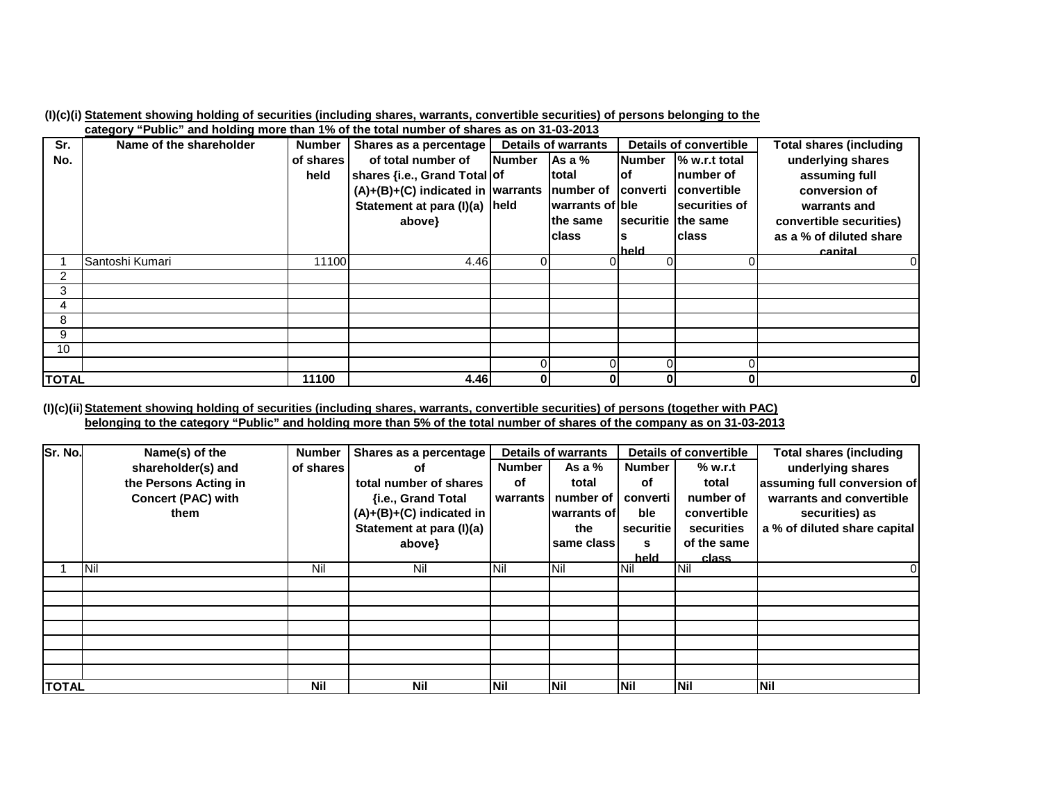**(I)(c)(i) Statement showing holding of securities (including shares, warrants, convertible securities) of persons belonging to the category "Public" and holding more than 1% of the total number of shares as on 31-03-2013**

| Sr. No. | Name of the shareholder | Number of shares held | Shares as a percentage of total number of shares {i.e., Grand Total (A)+(B)+(C) indicated in Statement at para (I)(a) above} | Details of warrants | | Details of convertible | | Total shares (including underlying shares assuming full conversion of warrants and convertible securities) as a % of diluted share capital |
|---|---|---|---|---|---|---|---|---|
| | | | | Number of warrants held | As a % total number of warrants of the same class | Number of convertible securities held | % w.r.t total number of convertible securities of the same class | |
| 1 | Santoshi Kumari | 11100 | 4.46 | 0 | 0 | 0 | 0 | 0 |
| 2 | | | | | | | | |
| 3 | | | | | | | | |
| 4 | | | | | | | | |
| 8 | | | | | | | | |
| 9 | | | | | | | | |
| 10 | | | | | | | | |
| | | | | 0 | 0 | 0 | 0 | |
| **TOTAL** | | **11100** | **4.46** | **0** | **0** | **0** | **0** | **0** |

**(I)(c)(ii) Statement showing holding of securities (including shares, warrants, convertible securities) of persons (together with PAC) belonging to the category "Public" and holding more than 5% of the total number of shares of the company as on 31-03-2013**

| Sr. No. | Name(s) of the shareholder(s) and the Persons Acting in Concert (PAC) with them | Number of shares | Shares as a percentage of total number of shares {i.e., Grand Total (A)+(B)+(C) indicated in Statement at para (I)(a) above} | Details of warrants | | Details of convertible | | Total shares (including underlying shares assuming full conversion of warrants and convertible securities) as a % of diluted share capital |
|---|---|---|---|---|---|---|---|---|
| | | | | Number of warrants | As a % total number of warrants of the same class | Number of convertible securities held | % w.r.t total number of convertible securities of the same class | |
| 1 | Nil | Nil | Nil | Nil | Nil | Nil | Nil | 0 |
| | | | | | | | | |
| | | | | | | | | |
| | | | | | | | | |
| | | | | | | | | |
| | | | | | | | | |
| | | | | | | | | |
| | | | | | | | | |
| **TOTAL** | | **Nil** | **Nil** | **Nil** | **Nil** | **Nil** | **Nil** | **Nil** |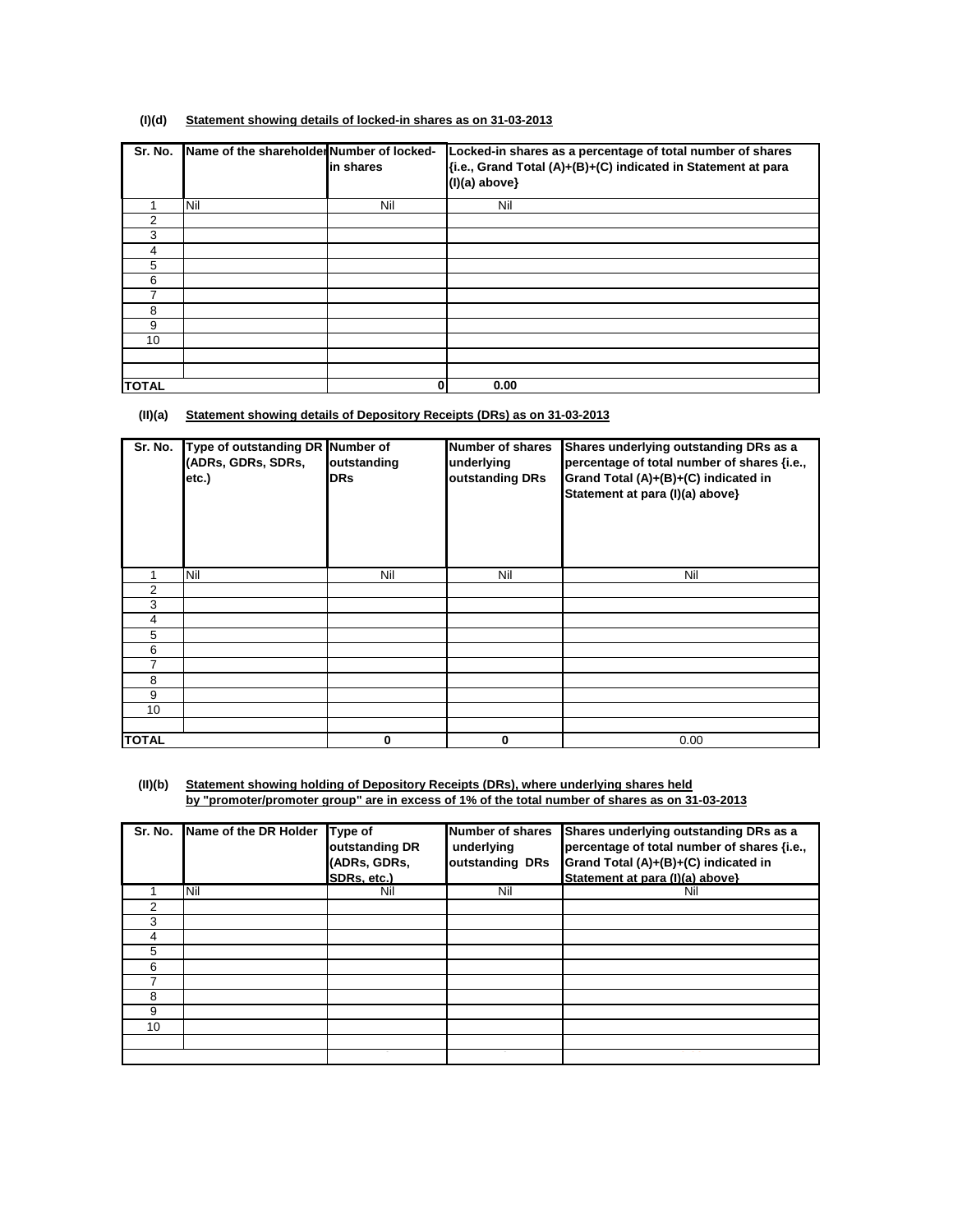**(I)(d)** **Statement showing details of locked-in shares as on 31-03-2013**

| Sr. No. | Name of the shareholder | Number of locked-in shares | Locked-in shares as a percentage of total number of shares {i.e., Grand Total (A)+(B)+(C) indicated in Statement at para (I)(a) above} |
|---|---|---|---|
| 1 | Nil | Nil | Nil |
| 2 | | | |
| 3 | | | |
| 4 | | | |
| 5 | | | |
| 6 | | | |
| 7 | | | |
| 8 | | | |
| 9 | | | |
| 10 | | | |
| | | | |
| | | | |
| TOTAL | | 0 | 0.00 |

**(II)(a)** **Statement showing details of Depository Receipts (DRs) as on 31-03-2013**

| Sr. No. | Type of outstanding DR (ADRs, GDRs, SDRs, etc.) | Number of outstanding DRs | Number of shares underlying outstanding DRs | Shares underlying outstanding DRs as a percentage of total number of shares {i.e., Grand Total (A)+(B)+(C) indicated in Statement at para (I)(a) above} |
|---|---|---|---|---|
| 1 | Nil | Nil | Nil | Nil |
| 2 | | | | |
| 3 | | | | |
| 4 | | | | |
| 5 | | | | |
| 6 | | | | |
| 7 | | | | |
| 8 | | | | |
| 9 | | | | |
| 10 | | | | |
| | | | | |
| TOTAL | | 0 | 0 | 0.00 |

**(II)(b)** **Statement showing holding of Depository Receipts (DRs), where underlying shares held by "promoter/promoter group" are in excess of 1% of the total number of shares as on 31-03-2013**

| Sr. No. | Name of the DR Holder | Type of outstanding DR (ADRs, GDRs, SDRs, etc.) | Number of shares underlying outstanding DRs | Shares underlying outstanding DRs as a percentage of total number of shares {i.e., Grand Total (A)+(B)+(C) indicated in Statement at para (I)(a) above} |
|---|---|---|---|---|
| 1 | Nil | Nil | Nil | Nil |
| 2 | | | | |
| 3 | | | | |
| 4 | | | | |
| 5 | | | | |
| 6 | | | | |
| 7 | | | | |
| 8 | | | | |
| 9 | | | | |
| 10 | | | | |
| | | | | |
| | | | | |